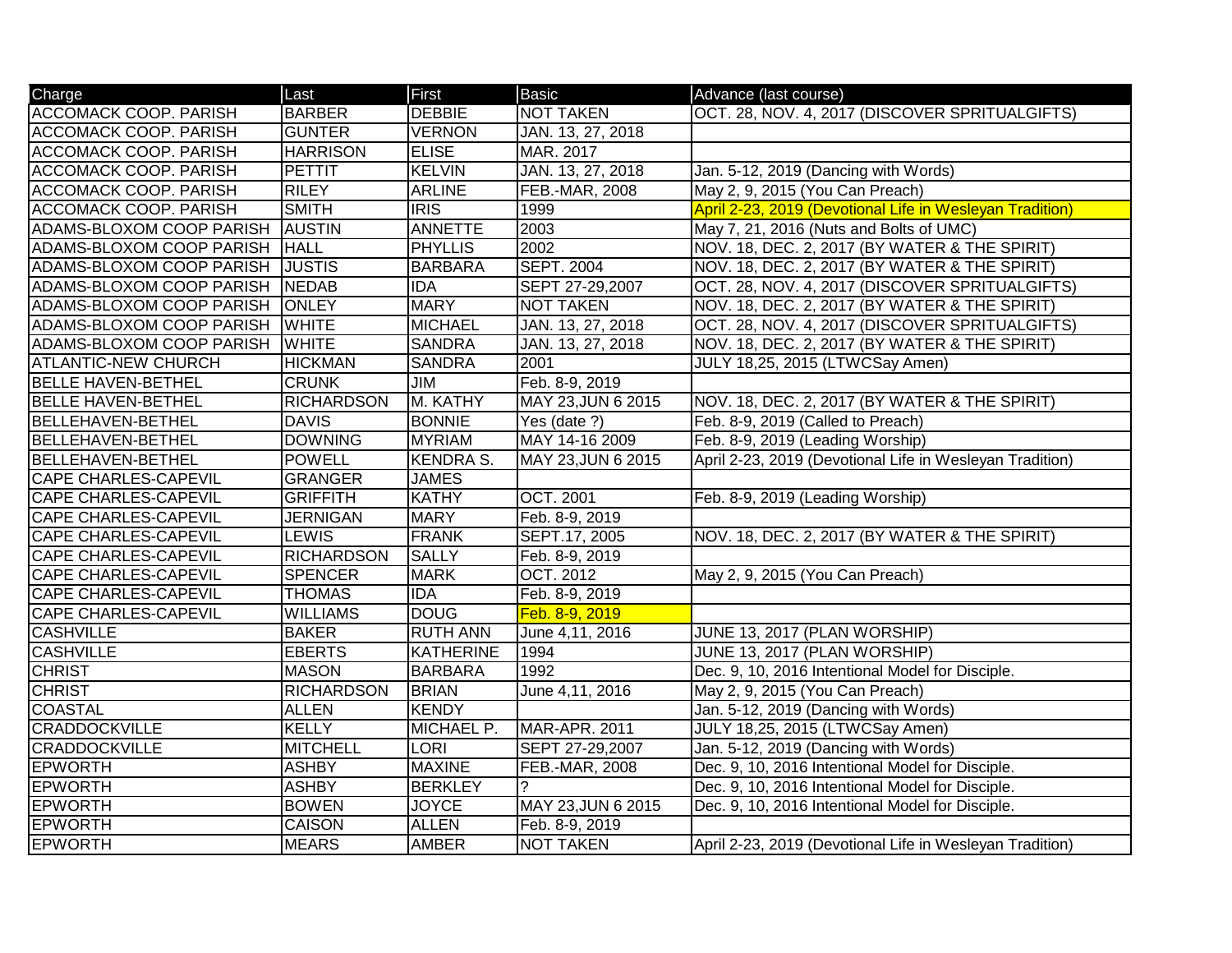| Charge | Last | First | Basic | Advance (last course) |
| --- | --- | --- | --- | --- |
| ACCOMACK COOP. PARISH | BARBER | DEBBIE | NOT TAKEN | OCT. 28, NOV. 4, 2017 (DISCOVER SPRITUALGIFTS) |
| ACCOMACK COOP. PARISH | GUNTER | VERNON | JAN. 13, 27, 2018 | |
| ACCOMACK COOP. PARISH | HARRISON | ELISE | MAR. 2017 | |
| ACCOMACK COOP. PARISH | PETTIT | KELVIN | JAN. 13, 27, 2018 | Jan. 5-12, 2019 (Dancing with Words) |
| ACCOMACK COOP. PARISH | RILEY | ARLINE | FEB.-MAR, 2008 | May 2, 9, 2015 (You Can Preach) |
| ACCOMACK COOP. PARISH | SMITH | IRIS | 1999 | April 2-23, 2019 (Devotional Life in Wesleyan Tradition) |
| ADAMS-BLOXOM COOP PARISH | AUSTIN | ANNETTE | 2003 | May 7, 21, 2016 (Nuts and Bolts of UMC) |
| ADAMS-BLOXOM COOP PARISH | HALL | PHYLLIS | 2002 | NOV. 18, DEC. 2, 2017 (BY WATER & THE SPIRIT) |
| ADAMS-BLOXOM COOP PARISH | JUSTIS | BARBARA | SEPT. 2004 | NOV. 18, DEC. 2, 2017 (BY WATER & THE SPIRIT) |
| ADAMS-BLOXOM COOP PARISH | NEDAB | IDA | SEPT 27-29,2007 | OCT. 28, NOV. 4, 2017 (DISCOVER SPRITUALGIFTS) |
| ADAMS-BLOXOM COOP PARISH | ONLEY | MARY | NOT TAKEN | NOV. 18, DEC. 2, 2017 (BY WATER & THE SPIRIT) |
| ADAMS-BLOXOM COOP PARISH | WHITE | MICHAEL | JAN. 13, 27, 2018 | OCT. 28, NOV. 4, 2017 (DISCOVER SPRITUALGIFTS) |
| ADAMS-BLOXOM COOP PARISH | WHITE | SANDRA | JAN. 13, 27, 2018 | NOV. 18, DEC. 2, 2017 (BY WATER & THE SPIRIT) |
| ATLANTIC-NEW CHURCH | HICKMAN | SANDRA | 2001 | JULY 18,25, 2015 (LTWCSay Amen) |
| BELLE HAVEN-BETHEL | CRUNK | JIM | Feb. 8-9, 2019 | |
| BELLE HAVEN-BETHEL | RICHARDSON | M. KATHY | MAY 23,JUN 6 2015 | NOV. 18, DEC. 2, 2017 (BY WATER & THE SPIRIT) |
| BELLEHAVEN-BETHEL | DAVIS | BONNIE | Yes (date ?) | Feb. 8-9, 2019 (Called to Preach) |
| BELLEHAVEN-BETHEL | DOWNING | MYRIAM | MAY 14-16 2009 | Feb. 8-9, 2019 (Leading Worship) |
| BELLEHAVEN-BETHEL | POWELL | KENDRA S. | MAY 23,JUN 6 2015 | April 2-23, 2019 (Devotional Life in Wesleyan Tradition) |
| CAPE CHARLES-CAPEVIL | GRANGER | JAMES | | |
| CAPE CHARLES-CAPEVIL | GRIFFITH | KATHY | OCT. 2001 | Feb. 8-9, 2019 (Leading Worship) |
| CAPE CHARLES-CAPEVIL | JERNIGAN | MARY | Feb. 8-9, 2019 | |
| CAPE CHARLES-CAPEVIL | LEWIS | FRANK | SEPT.17, 2005 | NOV. 18, DEC. 2, 2017 (BY WATER & THE SPIRIT) |
| CAPE CHARLES-CAPEVIL | RICHARDSON | SALLY | Feb. 8-9, 2019 | |
| CAPE CHARLES-CAPEVIL | SPENCER | MARK | OCT. 2012 | May 2, 9, 2015 (You Can Preach) |
| CAPE CHARLES-CAPEVIL | THOMAS | IDA | Feb. 8-9, 2019 | |
| CAPE CHARLES-CAPEVIL | WILLIAMS | DOUG | Feb. 8-9, 2019 | |
| CASHVILLE | BAKER | RUTH ANN | June 4,11, 2016 | JUNE 13, 2017 (PLAN WORSHIP) |
| CASHVILLE | EBERTS | KATHERINE | 1994 | JUNE 13, 2017 (PLAN WORSHIP) |
| CHRIST | MASON | BARBARA | 1992 | Dec. 9, 10, 2016 Intentional Model for Disciple. |
| CHRIST | RICHARDSON | BRIAN | June 4,11, 2016 | May 2, 9, 2015 (You Can Preach) |
| COASTAL | ALLEN | KENDY | | Jan. 5-12, 2019 (Dancing with Words) |
| CRADDOCKVILLE | KELLY | MICHAEL P. | MAR-APR. 2011 | JULY 18,25, 2015 (LTWCSay Amen) |
| CRADDOCKVILLE | MITCHELL | LORI | SEPT 27-29,2007 | Jan. 5-12, 2019 (Dancing with Words) |
| EPWORTH | ASHBY | MAXINE | FEB.-MAR, 2008 | Dec. 9, 10, 2016 Intentional Model for Disciple. |
| EPWORTH | ASHBY | BERKLEY | ? | Dec. 9, 10, 2016 Intentional Model for Disciple. |
| EPWORTH | BOWEN | JOYCE | MAY 23,JUN 6 2015 | Dec. 9, 10, 2016 Intentional Model for Disciple. |
| EPWORTH | CAISON | ALLEN | Feb. 8-9, 2019 | |
| EPWORTH | MEARS | AMBER | NOT TAKEN | April 2-23, 2019 (Devotional Life in Wesleyan Tradition) |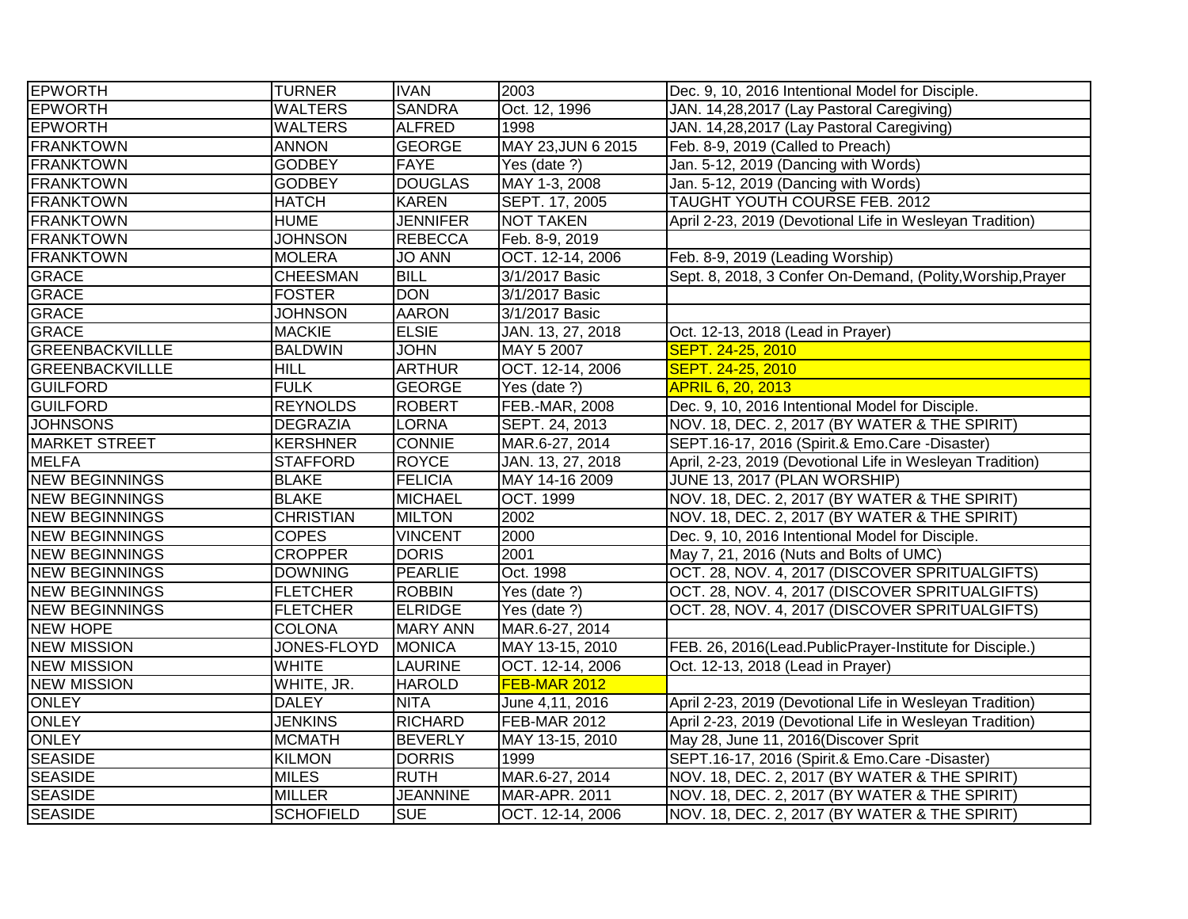| EPWORTH | TURNER | IVAN | 2003 | Dec. 9, 10, 2016 Intentional Model for Disciple. |
|---|---|---|---|---|
| EPWORTH | WALTERS | SANDRA | Oct. 12, 1996 | JAN. 14,28,2017 (Lay Pastoral Caregiving) |
| EPWORTH | WALTERS | ALFRED | 1998 | JAN. 14,28,2017 (Lay Pastoral Caregiving) |
| FRANKTOWN | ANNON | GEORGE | MAY 23,JUN 6 2015 | Feb. 8-9, 2019 (Called to Preach) |
| FRANKTOWN | GODBEY | FAYE | Yes (date ?) | Jan. 5-12, 2019 (Dancing with Words) |
| FRANKTOWN | GODBEY | DOUGLAS | MAY 1-3, 2008 | Jan. 5-12, 2019 (Dancing with Words) |
| FRANKTOWN | HATCH | KAREN | SEPT. 17, 2005 | TAUGHT YOUTH COURSE FEB. 2012 |
| FRANKTOWN | HUME | JENNIFER | NOT TAKEN | April 2-23, 2019 (Devotional Life in Wesleyan Tradition) |
| FRANKTOWN | JOHNSON | REBECCA | Feb. 8-9, 2019 | |
| FRANKTOWN | MOLERA | JO ANN | OCT. 12-14, 2006 | Feb. 8-9, 2019 (Leading Worship) |
| GRACE | CHEESMAN | BILL | 3/1/2017 Basic | Sept. 8, 2018, 3 Confer On-Demand, (Polity,Worship,Prayer |
| GRACE | FOSTER | DON | 3/1/2017 Basic | |
| GRACE | JOHNSON | AARON | 3/1/2017 Basic | |
| GRACE | MACKIE | ELSIE | JAN. 13, 27, 2018 | Oct. 12-13, 2018 (Lead in Prayer) |
| GREENBACKVILLLE | BALDWIN | JOHN | MAY 5 2007 | SEPT. 24-25, 2010 |
| GREENBACKVILLLE | HILL | ARTHUR | OCT. 12-14, 2006 | SEPT. 24-25, 2010 |
| GUILFORD | FULK | GEORGE | Yes (date ?) | APRIL 6, 20, 2013 |
| GUILFORD | REYNOLDS | ROBERT | FEB.-MAR, 2008 | Dec. 9, 10, 2016 Intentional Model for Disciple. |
| JOHNSONS | DEGRAZIA | LORNA | SEPT. 24, 2013 | NOV. 18, DEC. 2, 2017 (BY WATER & THE SPIRIT) |
| MARKET STREET | KERSHNER | CONNIE | MAR.6-27, 2014 | SEPT.16-17, 2016 (Spirit.& Emo.Care -Disaster) |
| MELFA | STAFFORD | ROYCE | JAN. 13, 27, 2018 | April, 2-23, 2019 (Devotional Life in Wesleyan Tradition) |
| NEW BEGINNINGS | BLAKE | FELICIA | MAY 14-16 2009 | JUNE 13, 2017 (PLAN WORSHIP) |
| NEW BEGINNINGS | BLAKE | MICHAEL | OCT. 1999 | NOV. 18, DEC. 2, 2017 (BY WATER & THE SPIRIT) |
| NEW BEGINNINGS | CHRISTIAN | MILTON | 2002 | NOV. 18, DEC. 2, 2017 (BY WATER & THE SPIRIT) |
| NEW BEGINNINGS | COPES | VINCENT | 2000 | Dec. 9, 10, 2016 Intentional Model for Disciple. |
| NEW BEGINNINGS | CROPPER | DORIS | 2001 | May 7, 21, 2016 (Nuts and Bolts of UMC) |
| NEW BEGINNINGS | DOWNING | PEARLIE | Oct. 1998 | OCT. 28, NOV. 4, 2017 (DISCOVER SPRITUALGIFTS) |
| NEW BEGINNINGS | FLETCHER | ROBBIN | Yes (date ?) | OCT. 28, NOV. 4, 2017 (DISCOVER SPRITUALGIFTS) |
| NEW BEGINNINGS | FLETCHER | ELRIDGE | Yes (date ?) | OCT. 28, NOV. 4, 2017 (DISCOVER SPRITUALGIFTS) |
| NEW HOPE | COLONA | MARY ANN | MAR.6-27, 2014 | |
| NEW MISSION | JONES-FLOYD | MONICA | MAY 13-15, 2010 | FEB. 26, 2016(Lead.PublicPrayer-Institute for Disciple.) |
| NEW MISSION | WHITE | LAURINE | OCT. 12-14, 2006 | Oct. 12-13, 2018 (Lead in Prayer) |
| NEW MISSION | WHITE, JR. | HAROLD | FEB-MAR 2012 | |
| ONLEY | DALEY | NITA | June 4,11, 2016 | April 2-23, 2019 (Devotional Life in Wesleyan Tradition) |
| ONLEY | JENKINS | RICHARD | FEB-MAR 2012 | April 2-23, 2019 (Devotional Life in Wesleyan Tradition) |
| ONLEY | MCMATH | BEVERLY | MAY 13-15, 2010 | May 28, June 11, 2016(Discover Sprit |
| SEASIDE | KILMON | DORRIS | 1999 | SEPT.16-17, 2016 (Spirit.& Emo.Care -Disaster) |
| SEASIDE | MILES | RUTH | MAR.6-27, 2014 | NOV. 18, DEC. 2, 2017 (BY WATER & THE SPIRIT) |
| SEASIDE | MILLER | JEANNINE | MAR-APR. 2011 | NOV. 18, DEC. 2, 2017 (BY WATER & THE SPIRIT) |
| SEASIDE | SCHOFIELD | SUE | OCT. 12-14, 2006 | NOV. 18, DEC. 2, 2017 (BY WATER & THE SPIRIT) |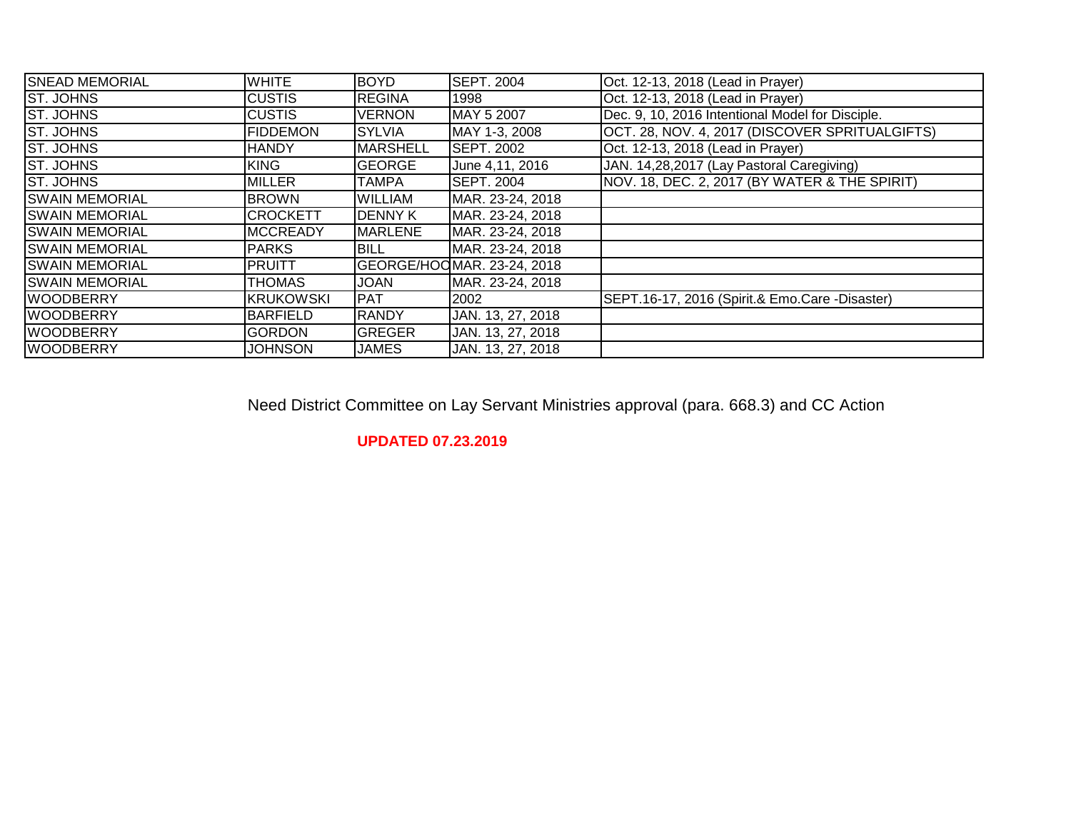| | | | | |
|---|---|---|---|---|
| SNEAD MEMORIAL | WHITE | BOYD | SEPT. 2004 | Oct. 12-13, 2018 (Lead in Prayer) |
| ST. JOHNS | CUSTIS | REGINA | 1998 | Oct. 12-13, 2018 (Lead in Prayer) |
| ST. JOHNS | CUSTIS | VERNON | MAY 5 2007 | Dec. 9, 10, 2016 Intentional Model for Disciple. |
| ST. JOHNS | FIDDEMON | SYLVIA | MAY 1-3, 2008 | OCT. 28, NOV. 4, 2017 (DISCOVER SPRITUALGIFTS) |
| ST. JOHNS | HANDY | MARSHELL | SEPT. 2002 | Oct. 12-13, 2018 (Lead in Prayer) |
| ST. JOHNS | KING | GEORGE | June 4,11, 2016 | JAN. 14,28,2017 (Lay Pastoral Caregiving) |
| ST. JOHNS | MILLER | TAMPA | SEPT. 2004 | NOV. 18, DEC. 2, 2017 (BY WATER & THE SPIRIT) |
| SWAIN MEMORIAL | BROWN | WILLIAM | MAR. 23-24, 2018 | |
| SWAIN MEMORIAL | CROCKETT | DENNY K | MAR. 23-24, 2018 | |
| SWAIN MEMORIAL | MCCREADY | MARLENE | MAR. 23-24, 2018 | |
| SWAIN MEMORIAL | PARKS | BILL | MAR. 23-24, 2018 | |
| SWAIN MEMORIAL | PRUITT | GEORGE/HOO | MAR. 23-24, 2018 | |
| SWAIN MEMORIAL | THOMAS | JOAN | MAR. 23-24, 2018 | |
| WOODBERRY | KRUKOWSKI | PAT | 2002 | SEPT.16-17, 2016 (Spirit.& Emo.Care -Disaster) |
| WOODBERRY | BARFIELD | RANDY | JAN. 13, 27, 2018 | |
| WOODBERRY | GORDON | GREGER | JAN. 13, 27, 2018 | |
| WOODBERRY | JOHNSON | JAMES | JAN. 13, 27, 2018 | |

Need District Committee on Lay Servant Ministries approval (para. 668.3) and CC Action

**UPDATED 07.23.2019**